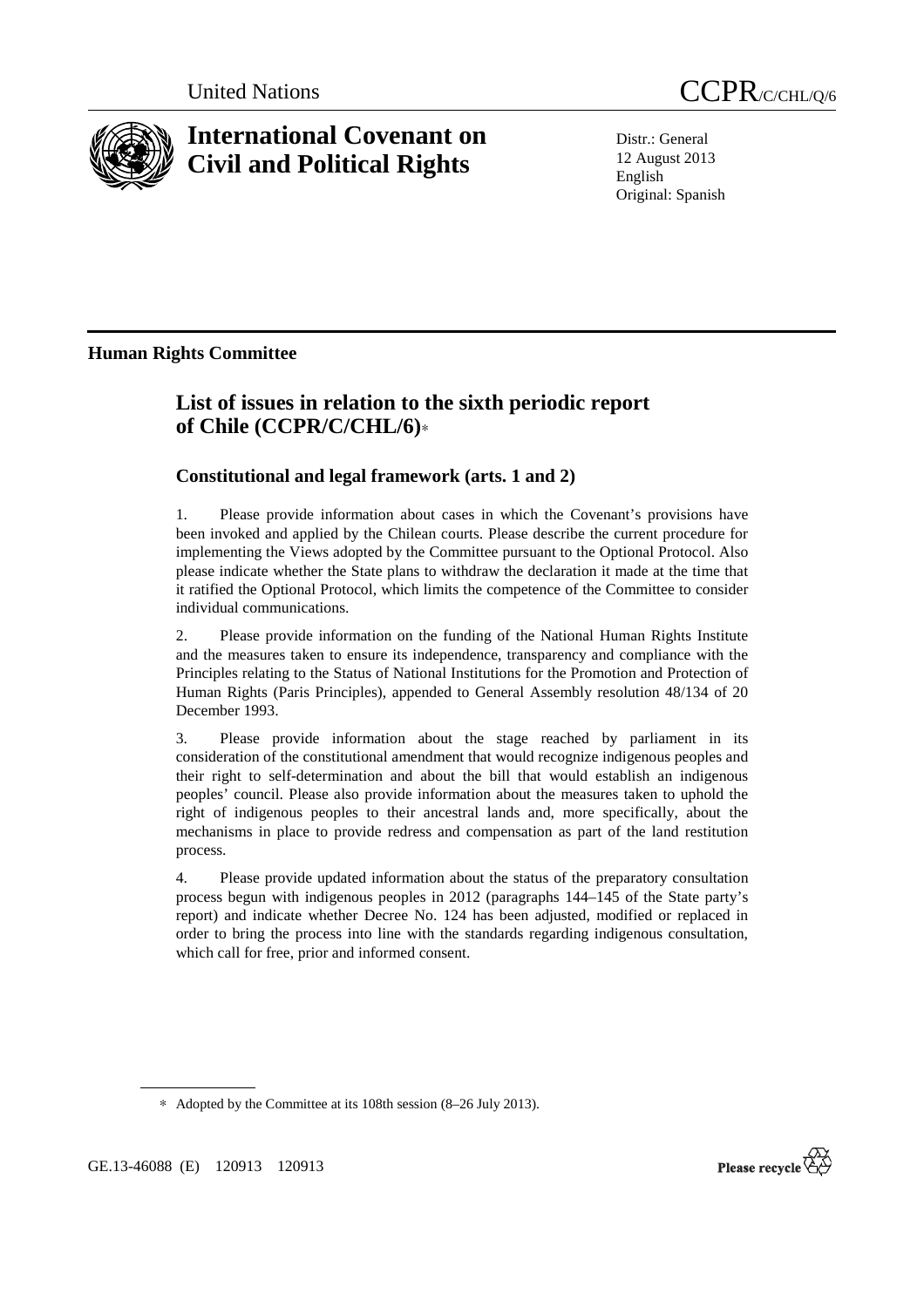United Nations

# CCPR/C/CHL/Q/6

# International Covenant on Civil and Political Rights

Distr.: General
12 August 2013
English
Original: Spanish

## Human Rights Committee

## List of issues in relation to the sixth periodic report of Chile (CCPR/C/CHL/6)*

### Constitutional and legal framework (arts. 1 and 2)

1. Please provide information about cases in which the Covenant's provisions have been invoked and applied by the Chilean courts. Please describe the current procedure for implementing the Views adopted by the Committee pursuant to the Optional Protocol. Also please indicate whether the State plans to withdraw the declaration it made at the time that it ratified the Optional Protocol, which limits the competence of the Committee to consider individual communications.

2. Please provide information on the funding of the National Human Rights Institute and the measures taken to ensure its independence, transparency and compliance with the Principles relating to the Status of National Institutions for the Promotion and Protection of Human Rights (Paris Principles), appended to General Assembly resolution 48/134 of 20 December 1993.

3. Please provide information about the stage reached by parliament in its consideration of the constitutional amendment that would recognize indigenous peoples and their right to self-determination and about the bill that would establish an indigenous peoples' council. Please also provide information about the measures taken to uphold the right of indigenous peoples to their ancestral lands and, more specifically, about the mechanisms in place to provide redress and compensation as part of the land restitution process.

4. Please provide updated information about the status of the preparatory consultation process begun with indigenous peoples in 2012 (paragraphs 144–145 of the State party's report) and indicate whether Decree No. 124 has been adjusted, modified or replaced in order to bring the process into line with the standards regarding indigenous consultation, which call for free, prior and informed consent.

---

* Adopted by the Committee at its 108th session (8–26 July 2013).

GE.13-46088 (E) 120913 120913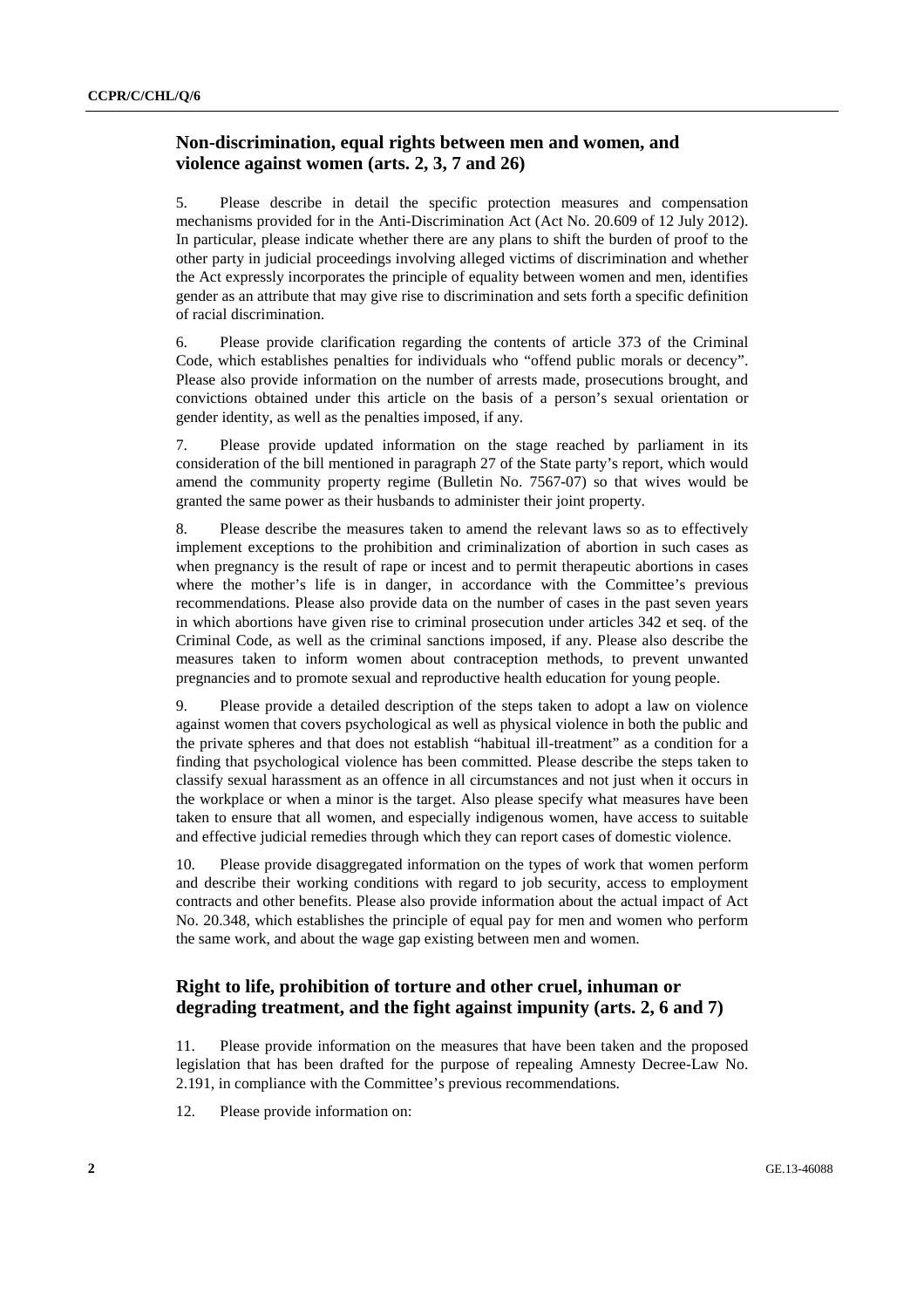## Non-discrimination, equal rights between men and women, and violence against women (arts. 2, 3, 7 and 26)

5. Please describe in detail the specific protection measures and compensation mechanisms provided for in the Anti-Discrimination Act (Act No. 20.609 of 12 July 2012). In particular, please indicate whether there are any plans to shift the burden of proof to the other party in judicial proceedings involving alleged victims of discrimination and whether the Act expressly incorporates the principle of equality between women and men, identifies gender as an attribute that may give rise to discrimination and sets forth a specific definition of racial discrimination.

6. Please provide clarification regarding the contents of article 373 of the Criminal Code, which establishes penalties for individuals who "offend public morals or decency". Please also provide information on the number of arrests made, prosecutions brought, and convictions obtained under this article on the basis of a person's sexual orientation or gender identity, as well as the penalties imposed, if any.

7. Please provide updated information on the stage reached by parliament in its consideration of the bill mentioned in paragraph 27 of the State party's report, which would amend the community property regime (Bulletin No. 7567-07) so that wives would be granted the same power as their husbands to administer their joint property.

8. Please describe the measures taken to amend the relevant laws so as to effectively implement exceptions to the prohibition and criminalization of abortion in such cases as when pregnancy is the result of rape or incest and to permit therapeutic abortions in cases where the mother's life is in danger, in accordance with the Committee's previous recommendations. Please also provide data on the number of cases in the past seven years in which abortions have given rise to criminal prosecution under articles 342 et seq. of the Criminal Code, as well as the criminal sanctions imposed, if any. Please also describe the measures taken to inform women about contraception methods, to prevent unwanted pregnancies and to promote sexual and reproductive health education for young people.

9. Please provide a detailed description of the steps taken to adopt a law on violence against women that covers psychological as well as physical violence in both the public and the private spheres and that does not establish "habitual ill-treatment" as a condition for a finding that psychological violence has been committed. Please describe the steps taken to classify sexual harassment as an offence in all circumstances and not just when it occurs in the workplace or when a minor is the target. Also please specify what measures have been taken to ensure that all women, and especially indigenous women, have access to suitable and effective judicial remedies through which they can report cases of domestic violence.

10. Please provide disaggregated information on the types of work that women perform and describe their working conditions with regard to job security, access to employment contracts and other benefits. Please also provide information about the actual impact of Act No. 20.348, which establishes the principle of equal pay for men and women who perform the same work, and about the wage gap existing between men and women.

## Right to life, prohibition of torture and other cruel, inhuman or degrading treatment, and the fight against impunity (arts. 2, 6 and 7)

11. Please provide information on the measures that have been taken and the proposed legislation that has been drafted for the purpose of repealing Amnesty Decree-Law No. 2.191, in compliance with the Committee's previous recommendations.

12. Please provide information on: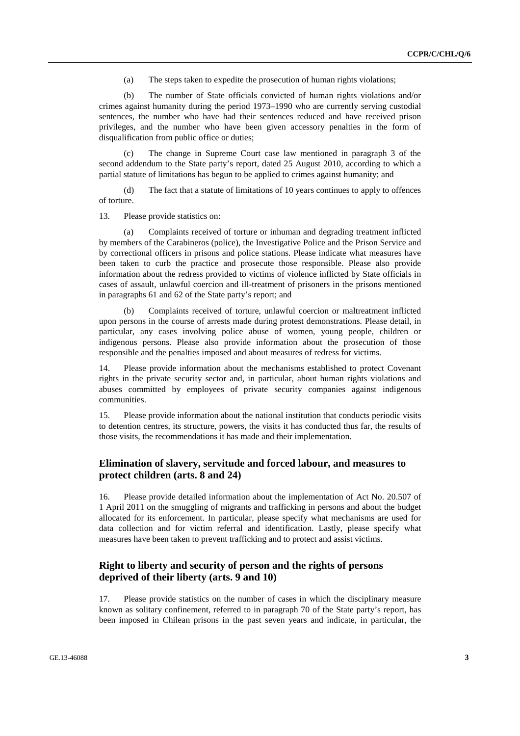(a) The steps taken to expedite the prosecution of human rights violations;

(b) The number of State officials convicted of human rights violations and/or crimes against humanity during the period 1973–1990 who are currently serving custodial sentences, the number who have had their sentences reduced and have received prison privileges, and the number who have been given accessory penalties in the form of disqualification from public office or duties;

(c) The change in Supreme Court case law mentioned in paragraph 3 of the second addendum to the State party's report, dated 25 August 2010, according to which a partial statute of limitations has begun to be applied to crimes against humanity; and

(d) The fact that a statute of limitations of 10 years continues to apply to offences of torture.

13. Please provide statistics on:

(a) Complaints received of torture or inhuman and degrading treatment inflicted by members of the Carabineros (police), the Investigative Police and the Prison Service and by correctional officers in prisons and police stations. Please indicate what measures have been taken to curb the practice and prosecute those responsible. Please also provide information about the redress provided to victims of violence inflicted by State officials in cases of assault, unlawful coercion and ill-treatment of prisoners in the prisons mentioned in paragraphs 61 and 62 of the State party's report; and

(b) Complaints received of torture, unlawful coercion or maltreatment inflicted upon persons in the course of arrests made during protest demonstrations. Please detail, in particular, any cases involving police abuse of women, young people, children or indigenous persons. Please also provide information about the prosecution of those responsible and the penalties imposed and about measures of redress for victims.

14. Please provide information about the mechanisms established to protect Covenant rights in the private security sector and, in particular, about human rights violations and abuses committed by employees of private security companies against indigenous communities.

15. Please provide information about the national institution that conducts periodic visits to detention centres, its structure, powers, the visits it has conducted thus far, the results of those visits, the recommendations it has made and their implementation.

## Elimination of slavery, servitude and forced labour, and measures to protect children (arts. 8 and 24)

16. Please provide detailed information about the implementation of Act No. 20.507 of 1 April 2011 on the smuggling of migrants and trafficking in persons and about the budget allocated for its enforcement. In particular, please specify what mechanisms are used for data collection and for victim referral and identification. Lastly, please specify what measures have been taken to prevent trafficking and to protect and assist victims.

## Right to liberty and security of person and the rights of persons deprived of their liberty (arts. 9 and 10)

17. Please provide statistics on the number of cases in which the disciplinary measure known as solitary confinement, referred to in paragraph 70 of the State party's report, has been imposed in Chilean prisons in the past seven years and indicate, in particular, the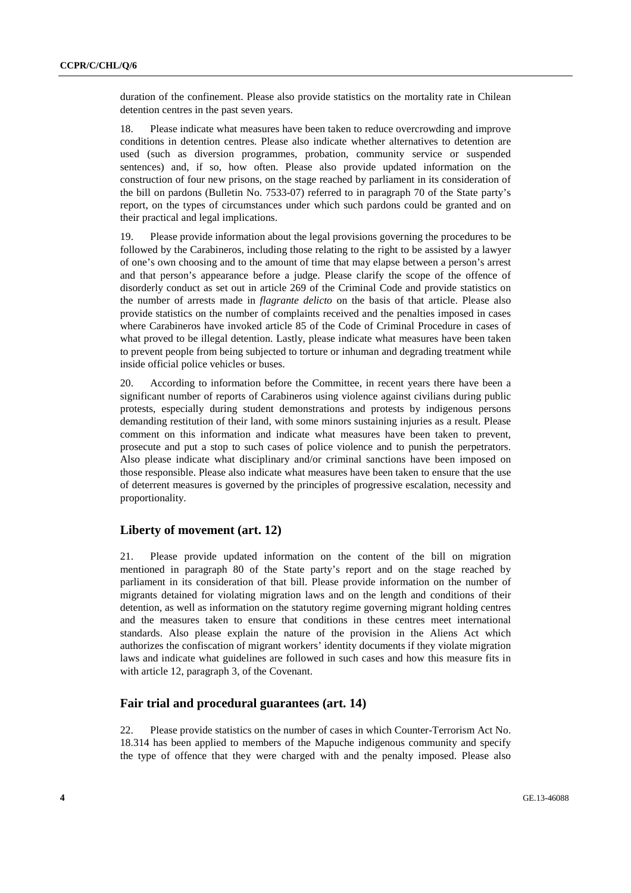duration of the confinement. Please also provide statistics on the mortality rate in Chilean detention centres in the past seven years.

18. Please indicate what measures have been taken to reduce overcrowding and improve conditions in detention centres. Please also indicate whether alternatives to detention are used (such as diversion programmes, probation, community service or suspended sentences) and, if so, how often. Please also provide updated information on the construction of four new prisons, on the stage reached by parliament in its consideration of the bill on pardons (Bulletin No. 7533-07) referred to in paragraph 70 of the State party's report, on the types of circumstances under which such pardons could be granted and on their practical and legal implications.

19. Please provide information about the legal provisions governing the procedures to be followed by the Carabineros, including those relating to the right to be assisted by a lawyer of one's own choosing and to the amount of time that may elapse between a person's arrest and that person's appearance before a judge. Please clarify the scope of the offence of disorderly conduct as set out in article 269 of the Criminal Code and provide statistics on the number of arrests made in *flagrante delicto* on the basis of that article. Please also provide statistics on the number of complaints received and the penalties imposed in cases where Carabineros have invoked article 85 of the Code of Criminal Procedure in cases of what proved to be illegal detention. Lastly, please indicate what measures have been taken to prevent people from being subjected to torture or inhuman and degrading treatment while inside official police vehicles or buses.

20. According to information before the Committee, in recent years there have been a significant number of reports of Carabineros using violence against civilians during public protests, especially during student demonstrations and protests by indigenous persons demanding restitution of their land, with some minors sustaining injuries as a result. Please comment on this information and indicate what measures have been taken to prevent, prosecute and put a stop to such cases of police violence and to punish the perpetrators. Also please indicate what disciplinary and/or criminal sanctions have been imposed on those responsible. Please also indicate what measures have been taken to ensure that the use of deterrent measures is governed by the principles of progressive escalation, necessity and proportionality.

## Liberty of movement (art. 12)

21. Please provide updated information on the content of the bill on migration mentioned in paragraph 80 of the State party's report and on the stage reached by parliament in its consideration of that bill. Please provide information on the number of migrants detained for violating migration laws and on the length and conditions of their detention, as well as information on the statutory regime governing migrant holding centres and the measures taken to ensure that conditions in these centres meet international standards. Also please explain the nature of the provision in the Aliens Act which authorizes the confiscation of migrant workers' identity documents if they violate migration laws and indicate what guidelines are followed in such cases and how this measure fits in with article 12, paragraph 3, of the Covenant.

## Fair trial and procedural guarantees (art. 14)

22. Please provide statistics on the number of cases in which Counter-Terrorism Act No. 18.314 has been applied to members of the Mapuche indigenous community and specify the type of offence that they were charged with and the penalty imposed. Please also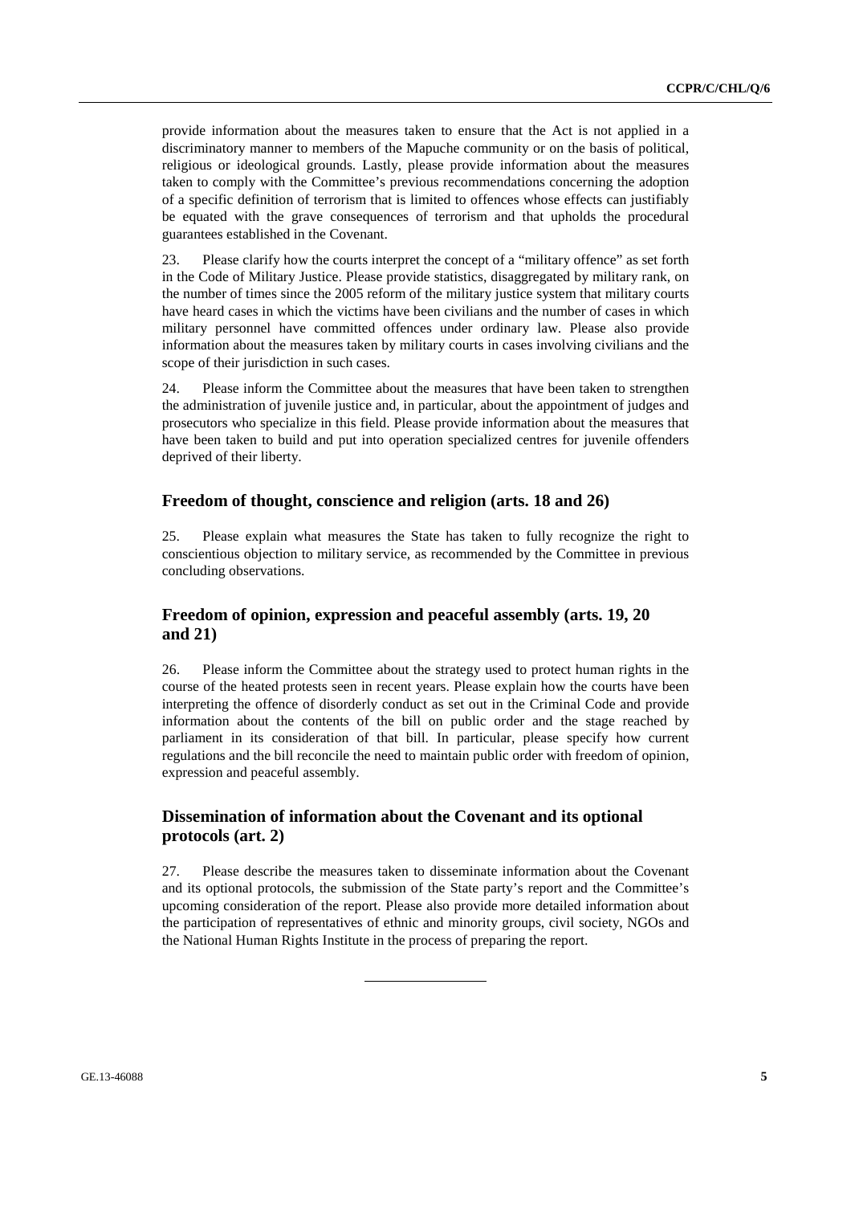provide information about the measures taken to ensure that the Act is not applied in a discriminatory manner to members of the Mapuche community or on the basis of political, religious or ideological grounds. Lastly, please provide information about the measures taken to comply with the Committee's previous recommendations concerning the adoption of a specific definition of terrorism that is limited to offences whose effects can justifiably be equated with the grave consequences of terrorism and that upholds the procedural guarantees established in the Covenant.

23. Please clarify how the courts interpret the concept of a "military offence" as set forth in the Code of Military Justice. Please provide statistics, disaggregated by military rank, on the number of times since the 2005 reform of the military justice system that military courts have heard cases in which the victims have been civilians and the number of cases in which military personnel have committed offences under ordinary law. Please also provide information about the measures taken by military courts in cases involving civilians and the scope of their jurisdiction in such cases.

24. Please inform the Committee about the measures that have been taken to strengthen the administration of juvenile justice and, in particular, about the appointment of judges and prosecutors who specialize in this field. Please provide information about the measures that have been taken to build and put into operation specialized centres for juvenile offenders deprived of their liberty.

## Freedom of thought, conscience and religion (arts. 18 and 26)

25. Please explain what measures the State has taken to fully recognize the right to conscientious objection to military service, as recommended by the Committee in previous concluding observations.

## Freedom of opinion, expression and peaceful assembly (arts. 19, 20 and 21)

26. Please inform the Committee about the strategy used to protect human rights in the course of the heated protests seen in recent years. Please explain how the courts have been interpreting the offence of disorderly conduct as set out in the Criminal Code and provide information about the contents of the bill on public order and the stage reached by parliament in its consideration of that bill. In particular, please specify how current regulations and the bill reconcile the need to maintain public order with freedom of opinion, expression and peaceful assembly.

## Dissemination of information about the Covenant and its optional protocols (art. 2)

27. Please describe the measures taken to disseminate information about the Covenant and its optional protocols, the submission of the State party's report and the Committee's upcoming consideration of the report. Please also provide more detailed information about the participation of representatives of ethnic and minority groups, civil society, NGOs and the National Human Rights Institute in the process of preparing the report.